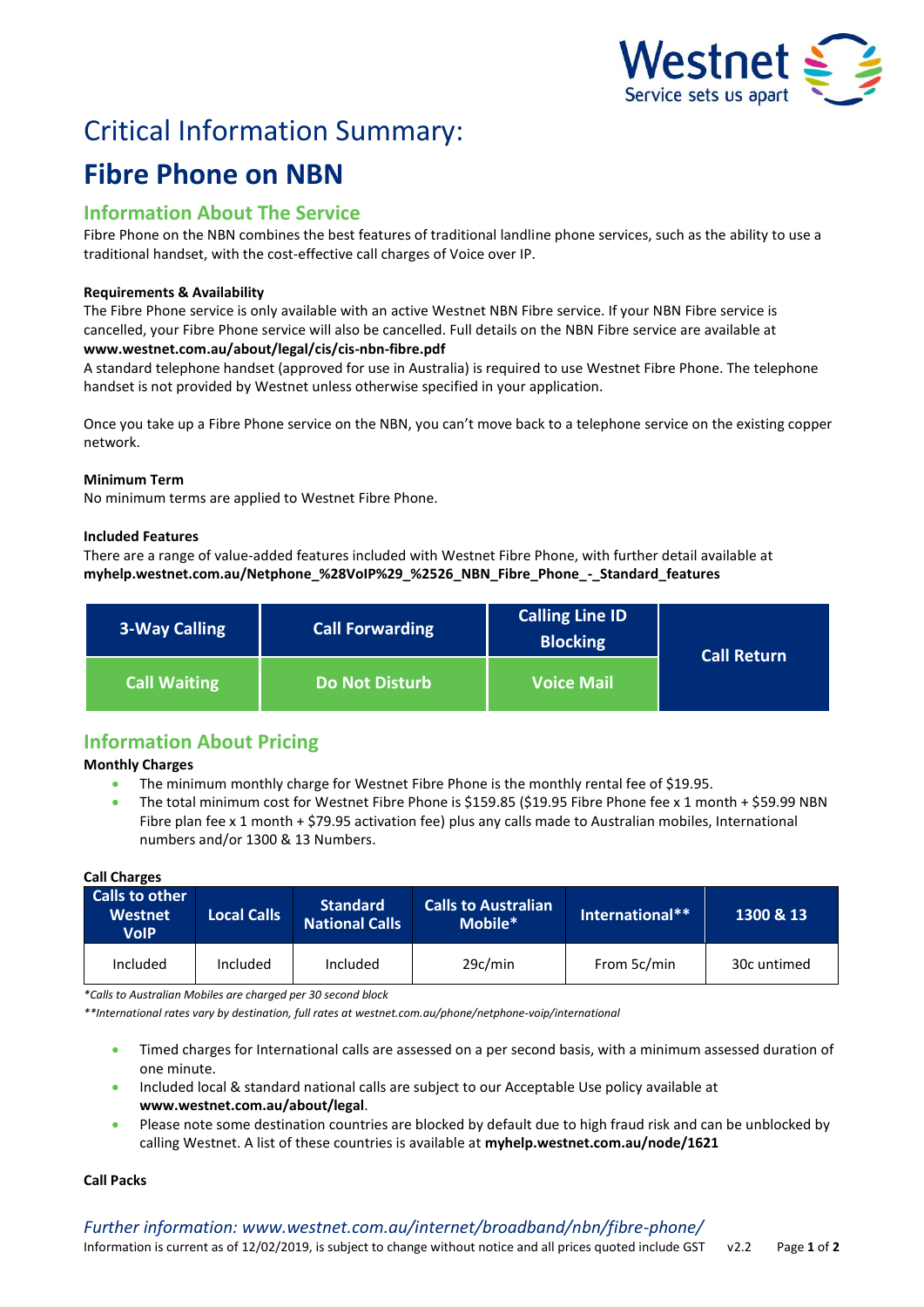# Critical Information Summary:

# Fibre Phone on NBN

## Information About The Service

Fibre Phone on the NBN combines the best features of traditional landline phone services, such as the ability to use a traditional handset, with the cost-effective call charges of Voice over IP.

**Requirements & Availability**

The Fibre Phone service is only available with an active Westnet NBN Fibre service. If your NBN Fibre service is cancelled, your Fibre Phone service will also be cancelled. Full details on the NBN Fibre service are available at **www.westnet.com.au/about/legal/cis/cis-nbn-fibre.pdf**

A standard telephone handset (approved for use in Australia) is required to use Westnet Fibre Phone. The telephone handset is not provided by Westnet unless otherwise specified in your application.

Once you take up a Fibre Phone service on the NBN, you can't move back to a telephone service on the existing copper network.

**Minimum Term**

No minimum terms are applied to Westnet Fibre Phone.

**Included Features**

There are a range of value-added features included with Westnet Fibre Phone, with further detail available at **myhelp.westnet.com.au/Netphone_%28VoIP%29_%2526_NBN_Fibre_Phone_-_Standard_features**

| 3-Way Calling | Call Forwarding | Calling Line ID Blocking | Call Return |
|---|---|---|---|
| Call Waiting | Do Not Disturb | Voice Mail | |

## Information About Pricing

**Monthly Charges**

- The minimum monthly charge for Westnet Fibre Phone is the monthly rental fee of $19.95.
- The total minimum cost for Westnet Fibre Phone is $159.85 ($19.95 Fibre Phone fee x 1 month + $59.99 NBN Fibre plan fee x 1 month + $79.95 activation fee) plus any calls made to Australian mobiles, International numbers and/or 1300 & 13 Numbers.

**Call Charges**

| Calls to other Westnet VoIP | Local Calls | Standard National Calls | Calls to Australian Mobile* | International** | 1300 & 13 |
|---|---|---|---|---|---|
| Included | Included | Included | 29c/min | From 5c/min | 30c untimed |

*\*Calls to Australian Mobiles are charged per 30 second block*

*\*\*International rates vary by destination, full rates at westnet.com.au/phone/netphone-voip/international*

- Timed charges for International calls are assessed on a per second basis, with a minimum assessed duration of one minute.
- Included local & standard national calls are subject to our Acceptable Use policy available at **www.westnet.com.au/about/legal**.
- Please note some destination countries are blocked by default due to high fraud risk and can be unblocked by calling Westnet. A list of these countries is available at **myhelp.westnet.com.au/node/1621**

**Call Packs**

*Further information: www.westnet.com.au/internet/broadband/nbn/fibre-phone/*

Information is current as of 12/02/2019, is subject to change without notice and all prices quoted include GST v2.2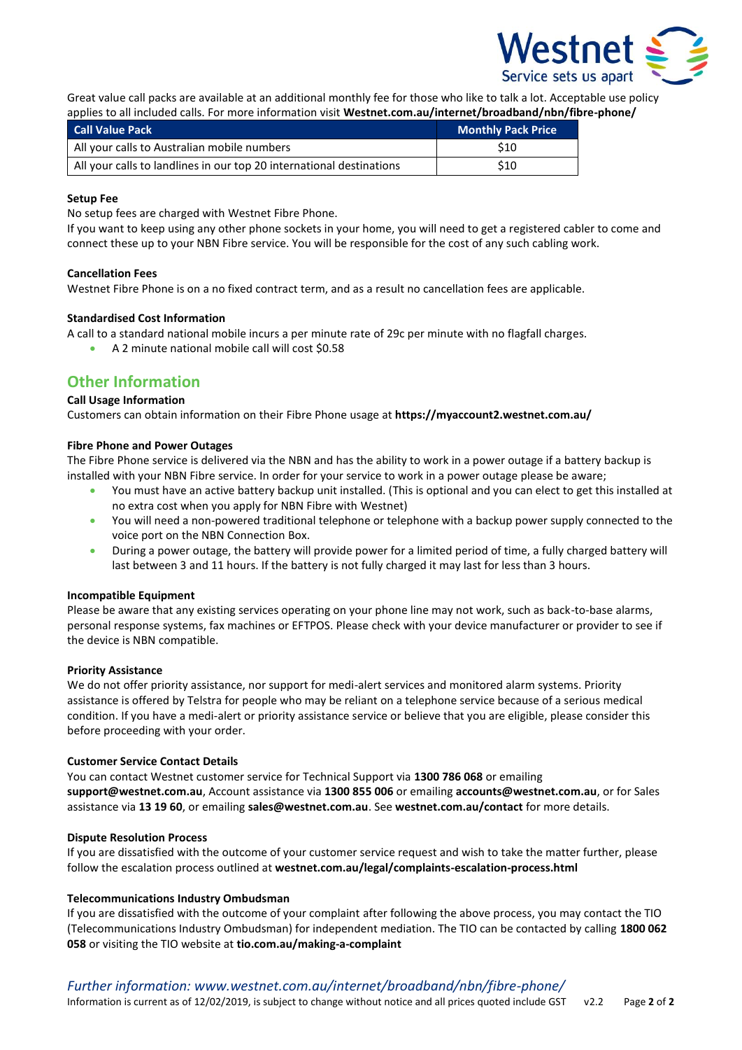Great value call packs are available at an additional monthly fee for those who like to talk a lot. Acceptable use policy applies to all included calls. For more information visit **Westnet.com.au/internet/broadband/nbn/fibre-phone/**

| Call Value Pack | Monthly Pack Price |
|---|---|
| All your calls to Australian mobile numbers | $10 |
| All your calls to landlines in our top 20 international destinations | $10 |

**Setup Fee**

No setup fees are charged with Westnet Fibre Phone.

If you want to keep using any other phone sockets in your home, you will need to get a registered cabler to come and connect these up to your NBN Fibre service. You will be responsible for the cost of any such cabling work.

**Cancellation Fees**

Westnet Fibre Phone is on a no fixed contract term, and as a result no cancellation fees are applicable.

**Standardised Cost Information**

A call to a standard national mobile incurs a per minute rate of 29c per minute with no flagfall charges.

- A 2 minute national mobile call will cost $0.58

## Other Information

**Call Usage Information**

Customers can obtain information on their Fibre Phone usage at **https://myaccount2.westnet.com.au/**

**Fibre Phone and Power Outages**

The Fibre Phone service is delivered via the NBN and has the ability to work in a power outage if a battery backup is installed with your NBN Fibre service. In order for your service to work in a power outage please be aware;

- You must have an active battery backup unit installed. (This is optional and you can elect to get this installed at no extra cost when you apply for NBN Fibre with Westnet)
- You will need a non-powered traditional telephone or telephone with a backup power supply connected to the voice port on the NBN Connection Box.
- During a power outage, the battery will provide power for a limited period of time, a fully charged battery will last between 3 and 11 hours. If the battery is not fully charged it may last for less than 3 hours.

**Incompatible Equipment**

Please be aware that any existing services operating on your phone line may not work, such as back-to-base alarms, personal response systems, fax machines or EFTPOS. Please check with your device manufacturer or provider to see if the device is NBN compatible.

**Priority Assistance**

We do not offer priority assistance, nor support for medi-alert services and monitored alarm systems. Priority assistance is offered by Telstra for people who may be reliant on a telephone service because of a serious medical condition. If you have a medi-alert or priority assistance service or believe that you are eligible, please consider this before proceeding with your order.

**Customer Service Contact Details**

You can contact Westnet customer service for Technical Support via **1300 786 068** or emailing **support@westnet.com.au**, Account assistance via **1300 855 006** or emailing **accounts@westnet.com.au**, or for Sales assistance via **13 19 60**, or emailing **sales@westnet.com.au**. See **westnet.com.au/contact** for more details.

**Dispute Resolution Process**

If you are dissatisfied with the outcome of your customer service request and wish to take the matter further, please follow the escalation process outlined at **westnet.com.au/legal/complaints-escalation-process.html**

**Telecommunications Industry Ombudsman**

If you are dissatisfied with the outcome of your complaint after following the above process, you may contact the TIO (Telecommunications Industry Ombudsman) for independent mediation. The TIO can be contacted by calling **1800 062 058** or visiting the TIO website at **tio.com.au/making-a-complaint**

*Further information: www.westnet.com.au/internet/broadband/nbn/fibre-phone/*

Information is current as of 12/02/2019, is subject to change without notice and all prices quoted include GST v2.2